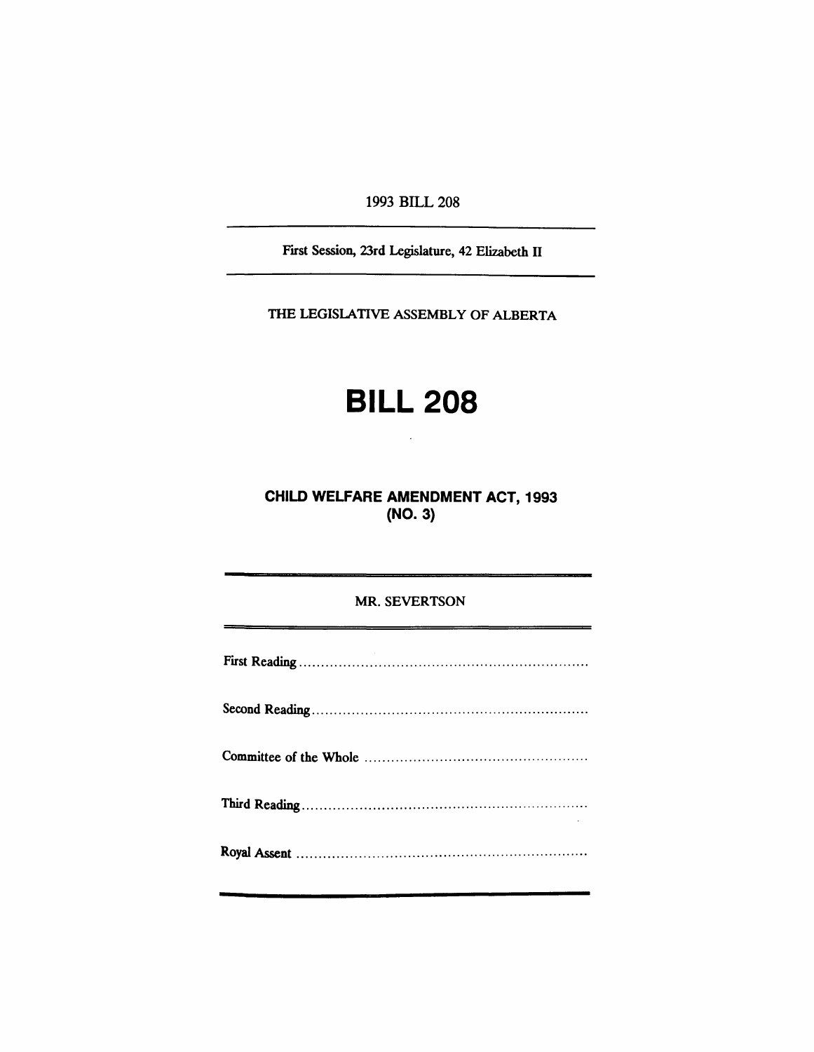1993 BILL 208

First Session, 23rd Legislature, 42 Elizabeth II

THE LEGISLATIVE ASSEMBLY OF ALBERTA

# BILL 208

## CHILD WELFARE AMENDMENT ACT, 1993 (NO. 3)

MR. SEVERTSON

First Reading ..................................................................

Second Reading ..............................................................

Committee of the Whole ..................................................

Third Reading ................................................................

Royal Assent ..................................................................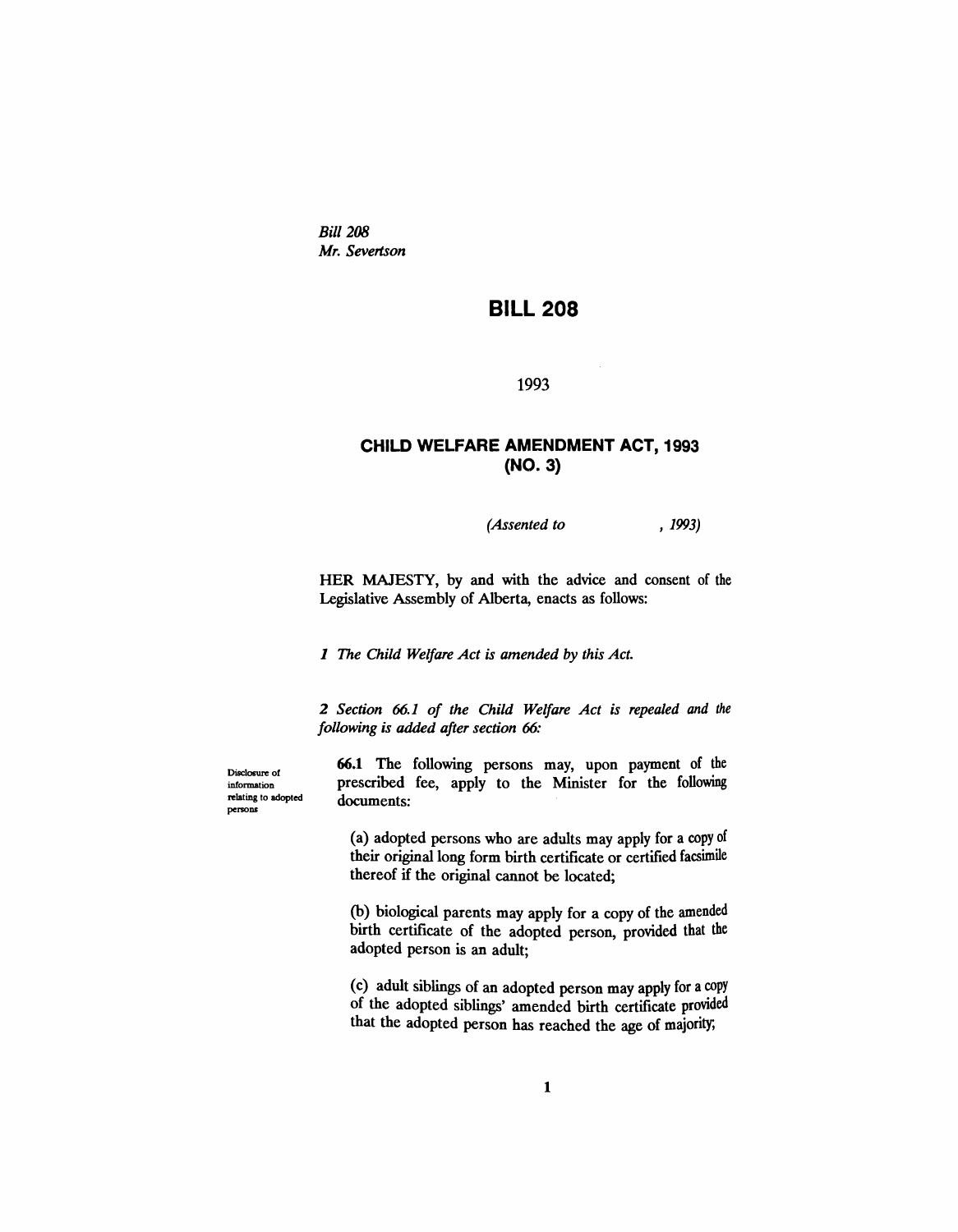*Bill 208*
*Mr. Severtson*

# BILL 208

1993

## CHILD WELFARE AMENDMENT ACT, 1993 (NO. 3)

*(Assented to , 1993)*

HER MAJESTY, by and with the advice and consent of the Legislative Assembly of Alberta, enacts as follows:

*1 The Child Welfare Act is amended by this Act.*

*2 Section 66.1 of the Child Welfare Act is repealed and the following is added after section 66:*

Disclosure of information relating to adopted persons

**66.1** The following persons may, upon payment of the prescribed fee, apply to the Minister for the following documents:

(a) adopted persons who are adults may apply for a copy of their original long form birth certificate or certified facsimile thereof if the original cannot be located;

(b) biological parents may apply for a copy of the amended birth certificate of the adopted person, provided that the adopted person is an adult;

(c) adult siblings of an adopted person may apply for a copy of the adopted siblings' amended birth certificate provided that the adopted person has reached the age of majority;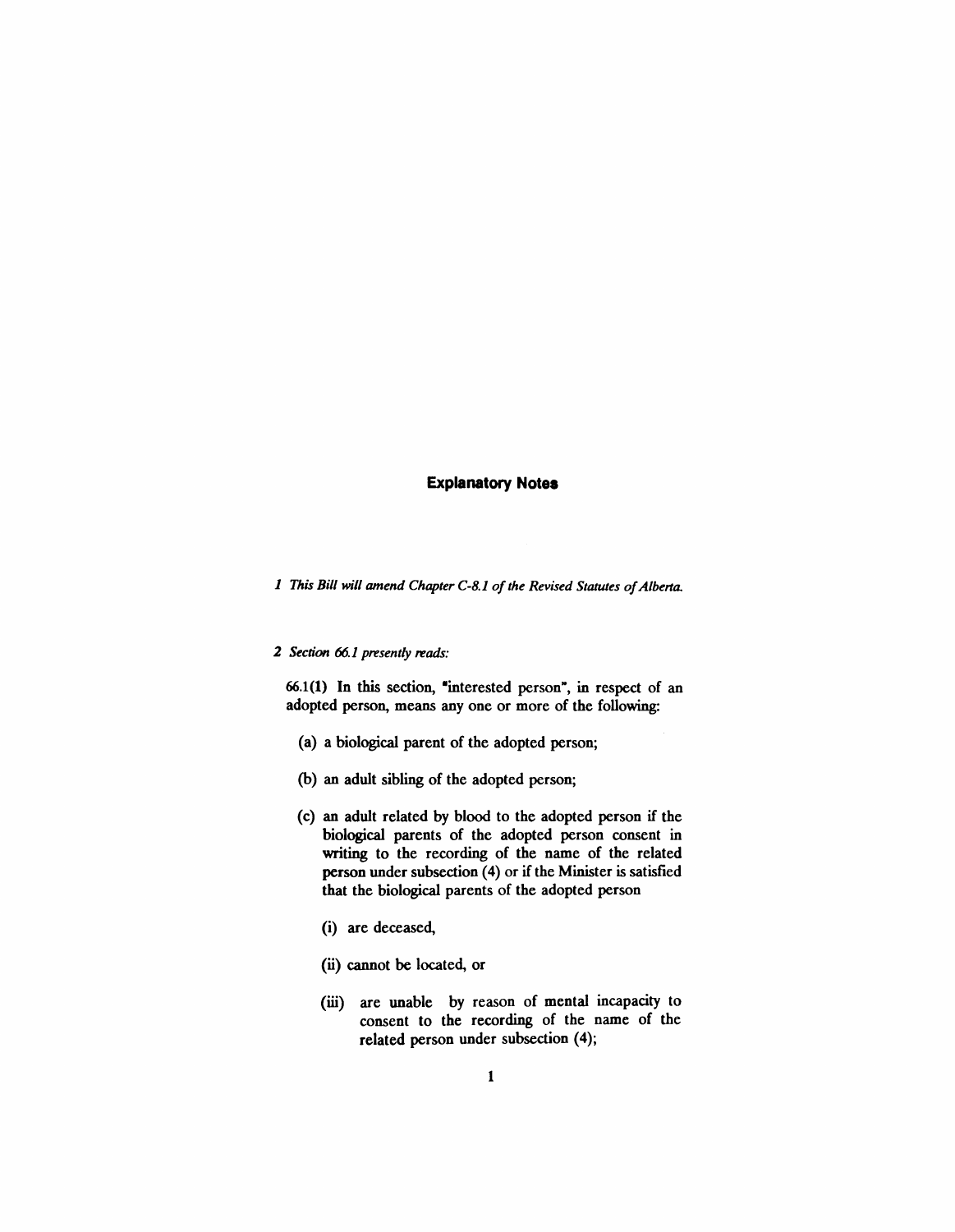## Explanatory Notes

*1 This Bill will amend Chapter C-8.1 of the Revised Statutes of Alberta.*

*2 Section 66.1 presently reads:*

66.1(1) In this section, "interested person", in respect of an adopted person, means any one or more of the following:

(a) a biological parent of the adopted person;

(b) an adult sibling of the adopted person;

(c) an adult related by blood to the adopted person if the biological parents of the adopted person consent in writing to the recording of the name of the related person under subsection (4) or if the Minister is satisfied that the biological parents of the adopted person

(i) are deceased,

(ii) cannot be located, or

(iii) are unable by reason of mental incapacity to consent to the recording of the name of the related person under subsection (4);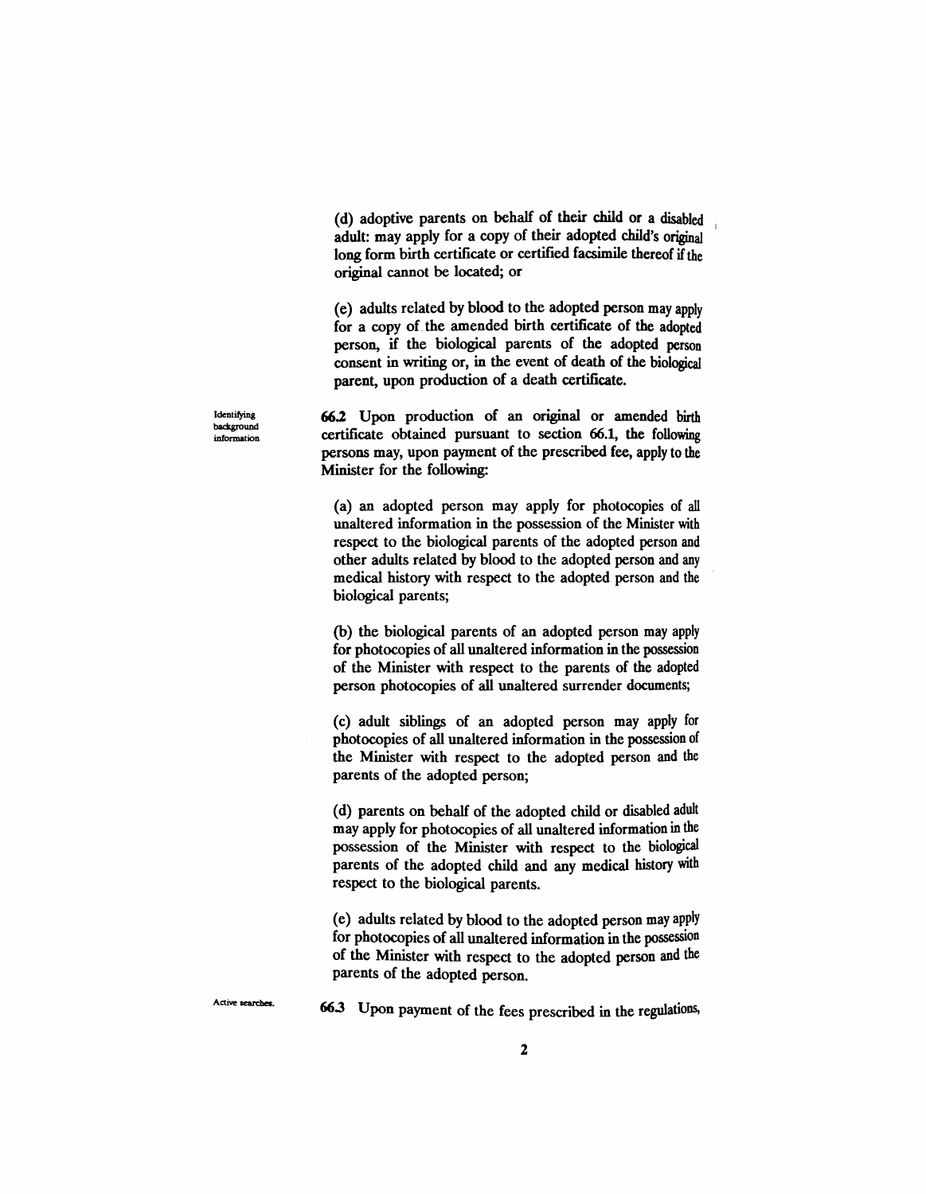(d) adoptive parents on behalf of their child or a disabled adult: may apply for a copy of their adopted child's original long form birth certificate or certified facsimile thereof if the original cannot be located; or

(e) adults related by blood to the adopted person may apply for a copy of the amended birth certificate of the adopted person, if the biological parents of the adopted person consent in writing or, in the event of death of the biological parent, upon production of a death certificate.

Identifying background information

**66.2** Upon production of an original or amended birth certificate obtained pursuant to section 66.1, the following persons may, upon payment of the prescribed fee, apply to the Minister for the following:

(a) an adopted person may apply for photocopies of all unaltered information in the possession of the Minister with respect to the biological parents of the adopted person and other adults related by blood to the adopted person and any medical history with respect to the adopted person and the biological parents;

(b) the biological parents of an adopted person may apply for photocopies of all unaltered information in the possession of the Minister with respect to the parents of the adopted person photocopies of all unaltered surrender documents;

(c) adult siblings of an adopted person may apply for photocopies of all unaltered information in the possession of the Minister with respect to the adopted person and the parents of the adopted person;

(d) parents on behalf of the adopted child or disabled adult may apply for photocopies of all unaltered information in the possession of the Minister with respect to the biological parents of the adopted child and any medical history with respect to the biological parents.

(e) adults related by blood to the adopted person may apply for photocopies of all unaltered information in the possession of the Minister with respect to the adopted person and the parents of the adopted person.

Active searches.

**66.3** Upon payment of the fees prescribed in the regulations,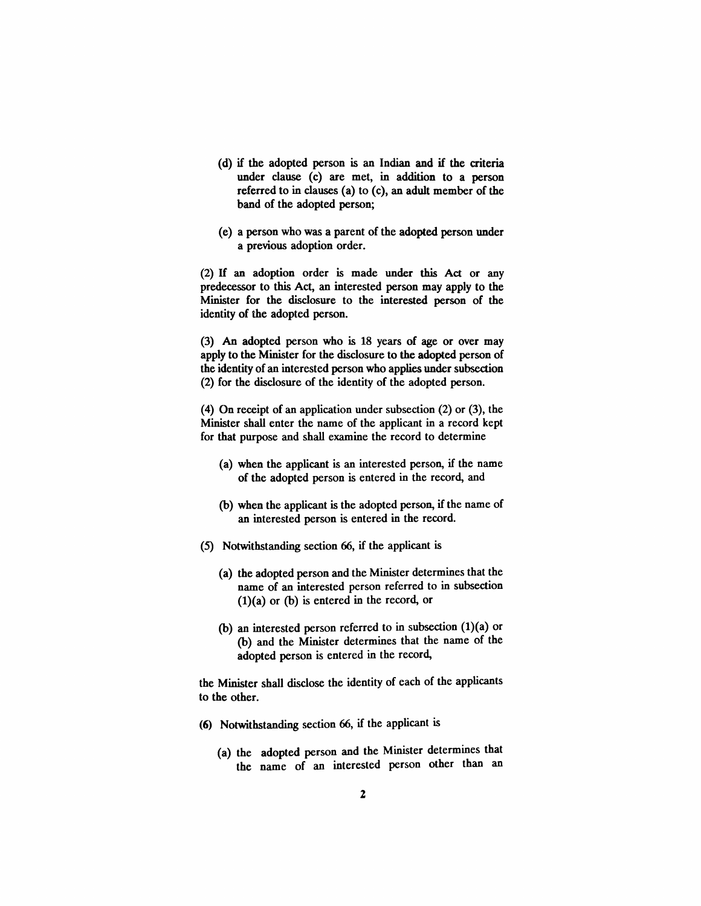(d) if the adopted person is an Indian and if the criteria under clause (c) are met, in addition to a person referred to in clauses (a) to (c), an adult member of the band of the adopted person;

(e) a person who was a parent of the adopted person under a previous adoption order.

(2) If an adoption order is made under this Act or any predecessor to this Act, an interested person may apply to the Minister for the disclosure to the interested person of the identity of the adopted person.

(3) An adopted person who is 18 years of age or over may apply to the Minister for the disclosure to the adopted person of the identity of an interested person who applies under subsection (2) for the disclosure of the identity of the adopted person.

(4) On receipt of an application under subsection (2) or (3), the Minister shall enter the name of the applicant in a record kept for that purpose and shall examine the record to determine

(a) when the applicant is an interested person, if the name of the adopted person is entered in the record, and

(b) when the applicant is the adopted person, if the name of an interested person is entered in the record.

(5) Notwithstanding section 66, if the applicant is

(a) the adopted person and the Minister determines that the name of an interested person referred to in subsection (1)(a) or (b) is entered in the record, or

(b) an interested person referred to in subsection (1)(a) or (b) and the Minister determines that the name of the adopted person is entered in the record,

the Minister shall disclose the identity of each of the applicants to the other.

(6) Notwithstanding section 66, if the applicant is

(a) the adopted person and the Minister determines that the name of an interested person other than an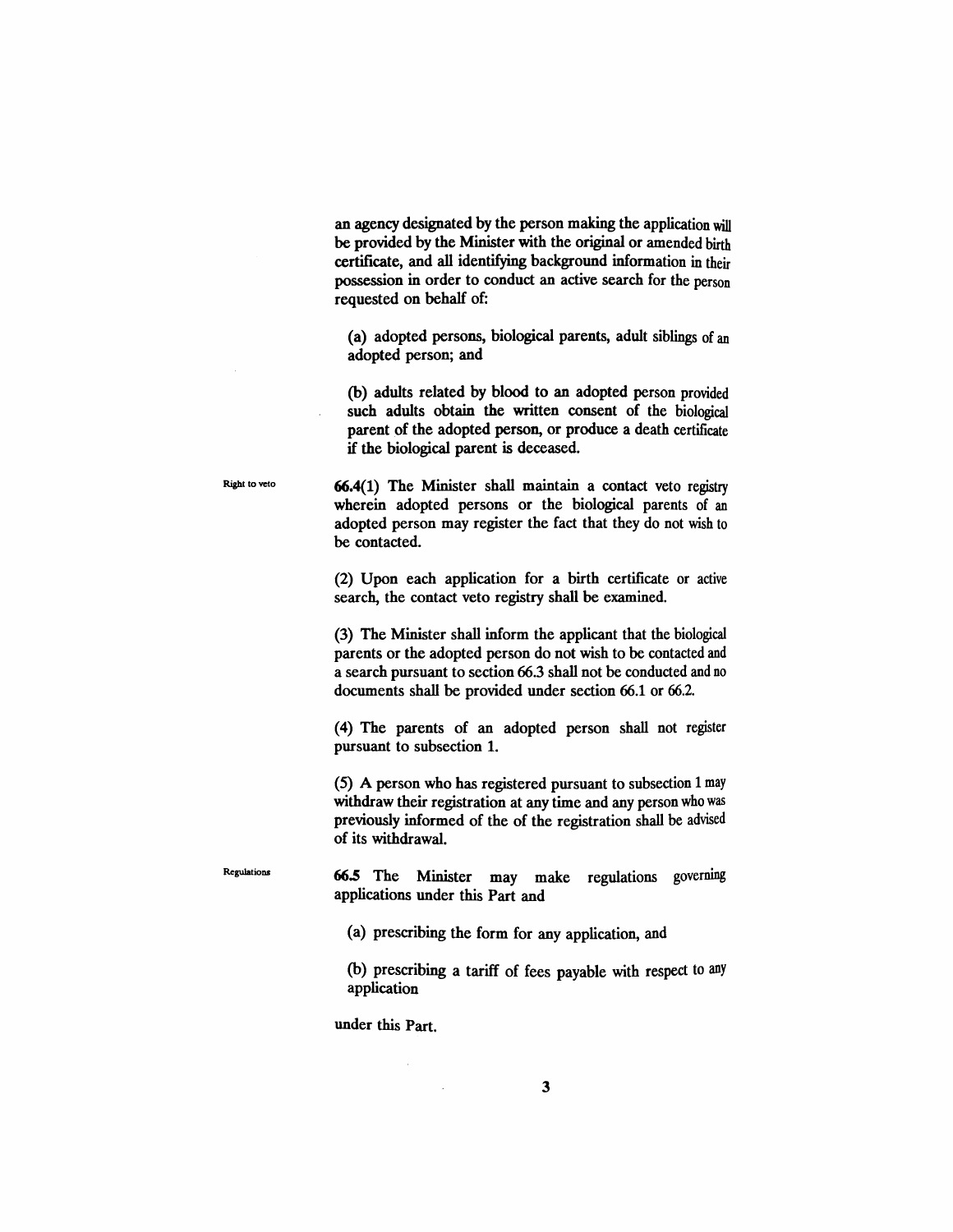an agency designated by the person making the application will be provided by the Minister with the original or amended birth certificate, and all identifying background information in their possession in order to conduct an active search for the person requested on behalf of:

(a) adopted persons, biological parents, adult siblings of an adopted person; and

(b) adults related by blood to an adopted person provided such adults obtain the written consent of the biological parent of the adopted person, or produce a death certificate if the biological parent is deceased.

Right to veto

**66.4**(1) The Minister shall maintain a contact veto registry wherein adopted persons or the biological parents of an adopted person may register the fact that they do not wish to be contacted.

(2) Upon each application for a birth certificate or active search, the contact veto registry shall be examined.

(3) The Minister shall inform the applicant that the biological parents or the adopted person do not wish to be contacted and a search pursuant to section 66.3 shall not be conducted and no documents shall be provided under section 66.1 or 66.2.

(4) The parents of an adopted person shall not register pursuant to subsection 1.

(5) A person who has registered pursuant to subsection 1 may withdraw their registration at any time and any person who was previously informed of the of the registration shall be advised of its withdrawal.

Regulations

**66.5** The Minister may make regulations governing applications under this Part and

(a) prescribing the form for any application, and

(b) prescribing a tariff of fees payable with respect to any application

under this Part.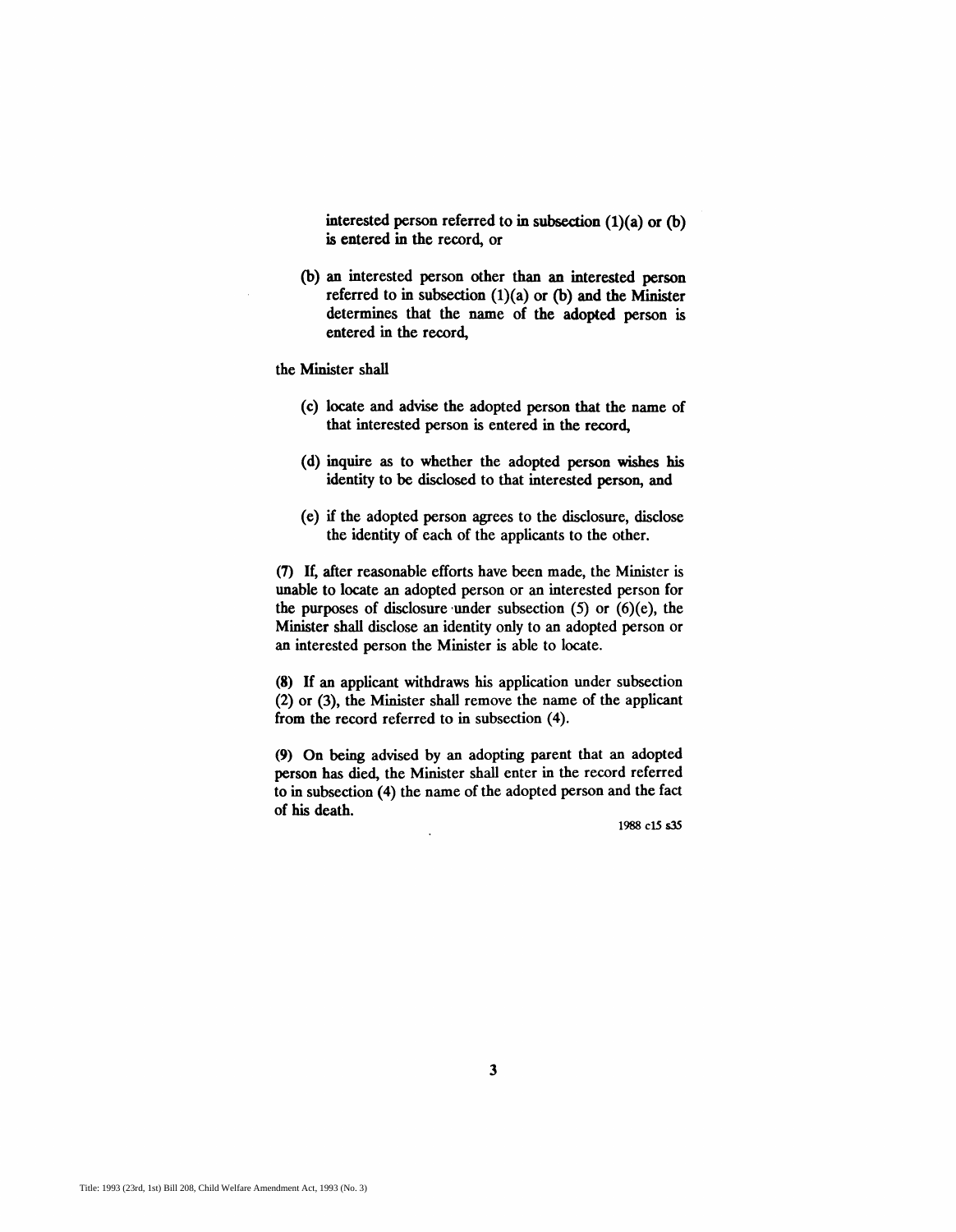interested person referred to in subsection (1)(a) or (b) is entered in the record, or

(b) an interested person other than an interested person referred to in subsection (1)(a) or (b) and the Minister determines that the name of the adopted person is entered in the record,

the Minister shall

(c) locate and advise the adopted person that the name of that interested person is entered in the record,

(d) inquire as to whether the adopted person wishes his identity to be disclosed to that interested person, and

(e) if the adopted person agrees to the disclosure, disclose the identity of each of the applicants to the other.

**(7)** If, after reasonable efforts have been made, the Minister is unable to locate an adopted person or an interested person for the purposes of disclosure under subsection (5) or (6)(e), the Minister shall disclose an identity only to an adopted person or an interested person the Minister is able to locate.

**(8)** If an applicant withdraws his application under subsection (2) or (3), the Minister shall remove the name of the applicant from the record referred to in subsection (4).

**(9)** On being advised by an adopting parent that an adopted person has died, the Minister shall enter in the record referred to in subsection (4) the name of the adopted person and the fact of his death.

1988 c15 s35